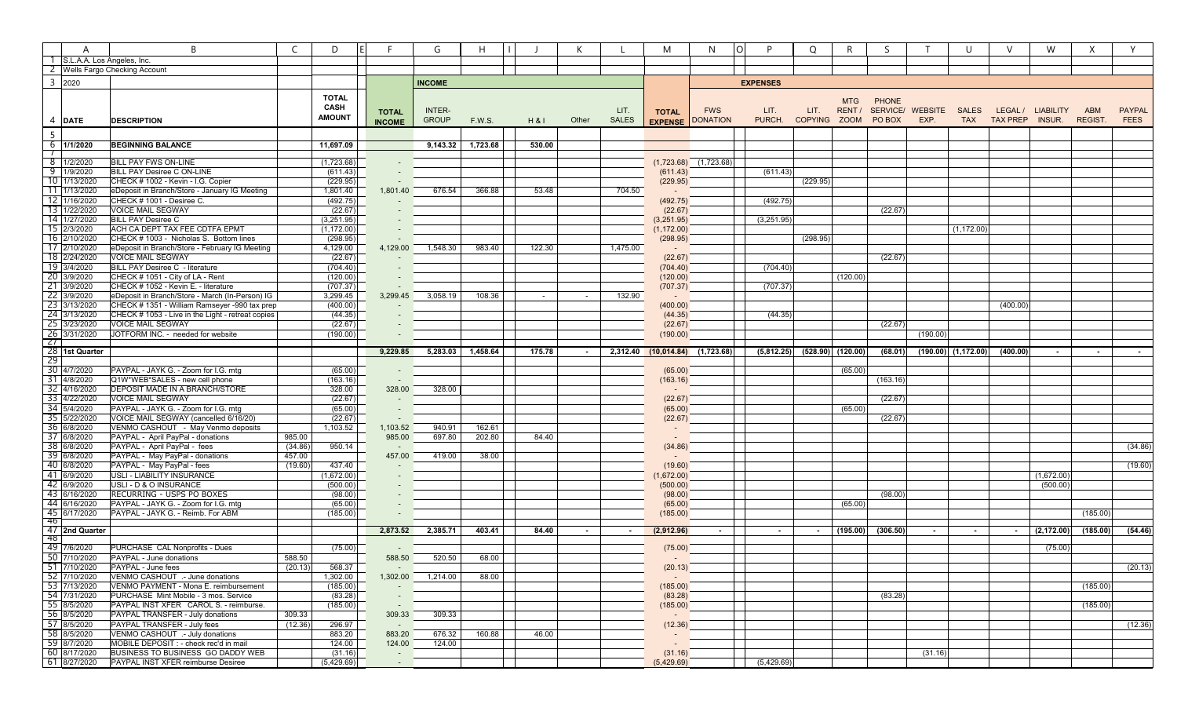S.L.A.A. Los Angeles, Inc.

Wells Fargo Checking Account

2020

| | | | | | INCOME | | | | | | EXPENSES | | | | | | | | | | |
|---|---|---|---|---|---|---|---|---|---|---|---|---|---|---|---|---|---|---|---|---|---|
| DATE | DESCRIPTION | | TOTAL CASH AMOUNT | TOTAL INCOME | INTER-GROUP | F.W.S. | H & I | Other | LIT. SALES | TOTAL EXPENSE | FWS DONATION | LIT. PURCH. | LIT. COPYING | MTG RENT / ZOOM | PHONE SERVICE/ PO BOX | WEBSITE EXP. | SALES TAX | LEGAL / TAX PREP | LIABILITY INSUR. | ABM REGIST. | PAYPAL FEES |
| **1/1/2020** | **BEGINNING BALANCE** | | **11,697.09** | | **9,143.32** | **1,723.68** | **530.00** | | | | | | | | | | | | | | |
| 1/2/2020 | BILL PAY FWS ON-LINE | | (1,723.68) | - | | | | | | (1,723.68) | (1,723.68) | | | | | | | | | | |
| 1/9/2020 | BILL PAY Desiree C ON-LINE | | (611.43) | - | | | | | | (611.43) | | (611.43) | | | | | | | | | |
| 1/13/2020 | CHECK # 1002 - Kevin - I.G. Copier | | (229.95) | - | | | | | | (229.95) | | | (229.95) | | | | | | | | |
| 1/13/2020 | eDeposit in Branch/Store - January IG Meeting | | 1,801.40 | 1,801.40 | 676.54 | 366.88 | 53.48 | | 704.50 | - | | | | | | | | | | | |
| 1/16/2020 | CHECK # 1001 - Desiree C. | | (492.75) | - | | | | | | (492.75) | | (492.75) | | | | | | | | | |
| 1/22/2020 | VOICE MAIL SEGWAY | | (22.67) | - | | | | | | (22.67) | | | | | (22.67) | | | | | | |
| 1/27/2020 | BILL PAY Desiree C | | (3,251.95) | - | | | | | | (3,251.95) | | (3,251.95) | | | | | | | | | |
| 2/3/2020 | ACH CA DEPT TAX FEE CDTFA EPMT | | (1,172.00) | - | | | | | | (1,172.00) | | | | | | | (1,172.00) | | | | |
| 2/10/2020 | CHECK # 1003 - Nicholas S. Bottom lines | | (298.95) | - | | | | | | (298.95) | | | (298.95) | | | | | | | | |
| 2/10/2020 | eDeposit in Branch/Store - February IG Meeting | | 4,129.00 | 4,129.00 | 1,548.30 | 983.40 | 122.30 | | 1,475.00 | - | | | | | | | | | | | |
| 2/24/2020 | VOICE MAIL SEGWAY | | (22.67) | - | | | | | | (22.67) | | | | | (22.67) | | | | | | |
| 3/4/2020 | BILL PAY Desiree C - literature | | (704.40) | - | | | | | | (704.40) | | (704.40) | | | | | | | | | |
| 3/9/2020 | CHECK # 1051 - City of LA - Rent | | (120.00) | - | | | | | | (120.00) | | | | (120.00) | | | | | | | |
| 3/9/2020 | CHECK # 1052 - Kevin E. - literature | | (707.37) | - | | | | | | (707.37) | | (707.37) | | | | | | | | | |
| 3/9/2020 | eDeposit in Branch/Store - March (In-Person) IG | | 3,299.45 | 3,299.45 | 3,058.19 | 108.36 | - | - | 132.90 | - | | | | | | | | | | | |
| 3/13/2020 | CHECK # 1351 - William Ramseyer -990 tax prep | | (400.00) | - | | | | | | (400.00) | | | | | | | | (400.00) | | | |
| 3/13/2020 | CHECK # 1053 - Live in the Light - retreat copies | | (44.35) | - | | | | | | (44.35) | | (44.35) | | | | | | | | | |
| 3/23/2020 | VOICE MAIL SEGWAY | | (22.67) | - | | | | | | (22.67) | | | | | (22.67) | | | | | | |
| 3/31/2020 | JOTFORM INC. - needed for website | | (190.00) | - | | | | | | (190.00) | | | | | | (190.00) | | | | | |
| **1st Quarter** | | | | **9,229.85** | **5,283.03** | **1,458.64** | **175.78** | **-** | **2,312.40** | **(10,014.84)** | **(1,723.68)** | **(5,812.25)** | **(528.90)** | **(120.00)** | **(68.01)** | **(190.00)** | **(1,172.00)** | **(400.00)** | **-** | **-** | **-** |
| 4/7/2020 | PAYPAL - JAYK G. - Zoom for I.G. mtg | | (65.00) | - | | | | | | (65.00) | | | | (65.00) | | | | | | | |
| 4/8/2020 | Q1W*WEB*SALES - new cell phone | | (163.16) | - | | | | | | (163.16) | | | | | (163.16) | | | | | | |
| 4/16/2020 | DEPOSIT MADE IN A BRANCH/STORE | | 328.00 | 328.00 | 328.00 | | | | | - | | | | | | | | | | | |
| 4/22/2020 | VOICE MAIL SEGWAY | | (22.67) | - | | | | | | (22.67) | | | | | (22.67) | | | | | | |
| 5/4/2020 | PAYPAL - JAYK G. - Zoom for I.G. mtg | | (65.00) | - | | | | | | (65.00) | | | | (65.00) | | | | | | | |
| 5/22/2020 | VOICE MAIL SEGWAY (cancelled 6/16/20) | | (22.67) | - | | | | | | (22.67) | | | | | (22.67) | | | | | | |
| 6/8/2020 | VENMO CASHOUT - May Venmo deposits | | 1,103.52 | 1,103.52 | 940.91 | 162.61 | | | | - | | | | | | | | | | | |
| 6/8/2020 | PAYPAL - April PayPal - donations | 985.00 | | 985.00 | 697.80 | 202.80 | 84.40 | | | - | | | | | | | | | | | |
| 6/8/2020 | PAYPAL - April PayPal - fees | (34.86) | 950.14 | - | | | | | | (34.86) | | | | | | | | | | | (34.86) |
| 6/8/2020 | PAYPAL - May PayPal - donations | 457.00 | | 457.00 | 419.00 | 38.00 | | | | - | | | | | | | | | | | |
| 6/8/2020 | PAYPAL - May PayPal - fees | (19.60) | 437.40 | - | | | | | | (19.60) | | | | | | | | | | | (19.60) |
| 6/9/2020 | USLI - LIABILITY INSURANCE | | (1,672.00) | - | | | | | | (1,672.00) | | | | | | | | | (1,672.00) | | |
| 6/9/2020 | USLI - D & O INSURANCE | | (500.00) | - | | | | | | (500.00) | | | | | | | | | (500.00) | | |
| 6/16/2020 | RECURRING - USPS PO BOXES | | (98.00) | - | | | | | | (98.00) | | | | | (98.00) | | | | | | |
| 6/16/2020 | PAYPAL - JAYK G. - Zoom for I.G. mtg | | (65.00) | - | | | | | | (65.00) | | | | (65.00) | | | | | | | |
| 6/17/2020 | PAYPAL - JAYK G. - Reimb. For ABM | | (185.00) | - | | | | | | (185.00) | | | | | | | | | | (185.00) | |
| **2nd Quarter** | | | | **2,873.52** | **2,385.71** | **403.41** | **84.40** | **-** | **-** | **(2,912.96)** | **-** | **-** | **-** | **(195.00)** | **(306.50)** | **-** | **-** | **-** | **(2,172.00)** | **(185.00)** | **(54.46)** |
| 7/6/2020 | PURCHASE CAL Nonprofits - Dues | | (75.00) | - | | | | | | (75.00) | | | | | | | | | (75.00) | | |
| 7/10/2020 | PAYPAL - June donations | 588.50 | | 588.50 | 520.50 | 68.00 | | | | - | | | | | | | | | | | |
| 7/10/2020 | PAYPAL - June fees | (20.13) | 568.37 | - | | | | | | (20.13) | | | | | | | | | | | (20.13) |
| 7/10/2020 | VENMO CASHOUT .- June donations | | 1,302.00 | 1,302.00 | 1,214.00 | 88.00 | | | | - | | | | | | | | | | | |
| 7/13/2020 | VENMO PAYMENT - Mona E. reimbursement | | (185.00) | - | | | | | | (185.00) | | | | | | | | | | (185.00) | |
| 7/31/2020 | PURCHASE Mint Mobile - 3 mos. Service | | (83.28) | - | | | | | | (83.28) | | | | | (83.28) | | | | | | |
| 8/5/2020 | PAYPAL INST XFER CAROL S. - reimburse. | | (185.00) | - | | | | | | (185.00) | | | | | | | | | | (185.00) | |
| 8/5/2020 | PAYPAL TRANSFER - July donations | 309.33 | | 309.33 | 309.33 | | | | | - | | | | | | | | | | | |
| 8/5/2020 | PAYPAL TRANSFER - July fees | (12.36) | 296.97 | - | | | | | | (12.36) | | | | | | | | | | | (12.36) |
| 8/5/2020 | VENMO CASHOUT .- July donations | | 883.20 | 883.20 | 676.32 | 160.88 | 46.00 | | | - | | | | | | | | | | | |
| 8/7/2020 | MOBILE DEPOSIT : - check rec'd in mail | | 124.00 | 124.00 | 124.00 | | | | | - | | | | | | | | | | | |
| 8/17/2020 | BUSINESS TO BUSINESS GO DADDY WEB | | (31.16) | - | | | | | | (31.16) | | | | | | (31.16) | | | | | |
| 8/27/2020 | PAYPAL INST XFER reimburse Desiree | | (5,429.69) | - | | | | | | (5,429.69) | | (5,429.69) | | | | | | | | | |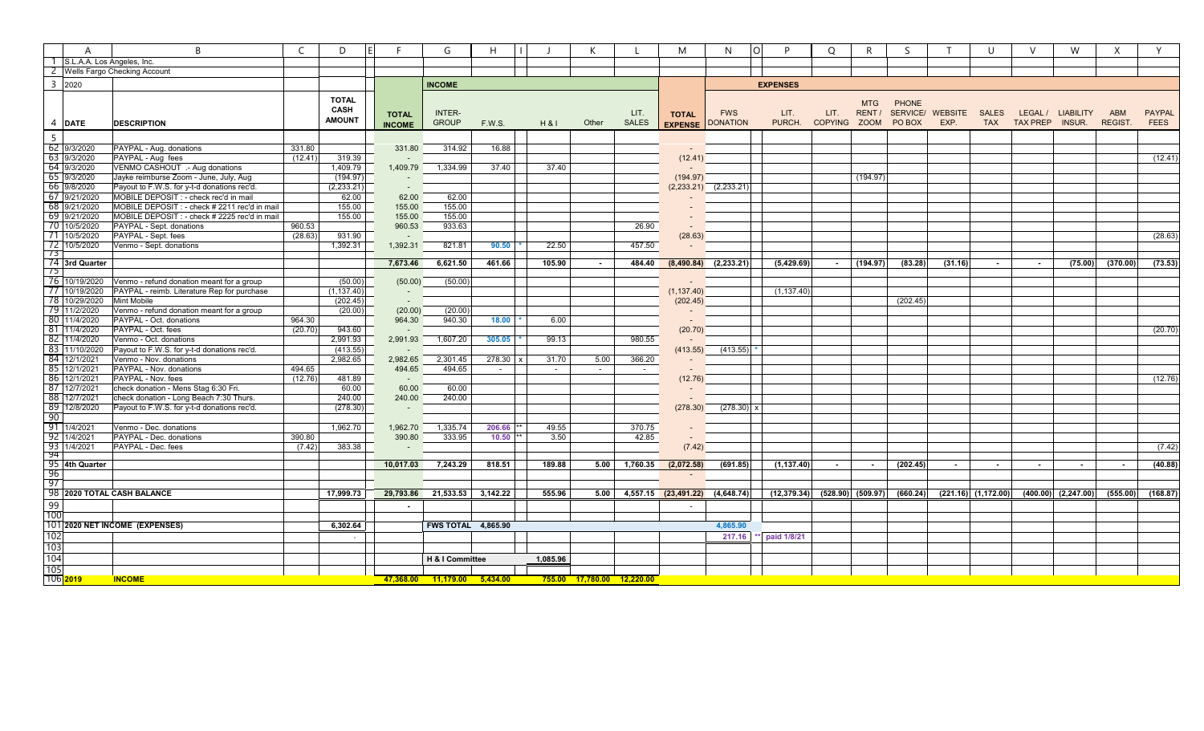S.L.A.A. Los Angeles, Inc.

Wells Fargo Checking Account

2020

| | | | | INCOME | | | | | | | EXPENSES | | | | | | | | | | | | |
|---|---|---|---|---|---|---|---|---|---|---|---|---|---|---|---|---|---|---|---|---|---|---|---|
| DATE | DESCRIPTION | | TOTAL CASH AMOUNT | TOTAL INCOME | INTER-GROUP | F.W.S. | | H & I | Other | LIT. SALES | TOTAL EXPENSE | FWS DONATION | | LIT. PURCH. | LIT. COPYING | MTG RENT / ZOOM | PHONE SERVICE/ PO BOX | WEBSITE EXP. | SALES TAX | LEGAL / TAX PREP | LIABILITY INSUR. | ABM REGIST. | PAYPAL FEES |
| 9/3/2020 | PAYPAL - Aug. donations | 331.80 | | 331.80 | 314.92 | 16.88 | | | | | | | | | | | | | | | | | |
| 9/3/2020 | PAYPAL - Aug fees | (12.41) | 319.39 | - | | | | | | | (12.41) | | | | | | | | | | | | (12.41) |
| 9/3/2020 | VENMO CASHOUT - Aug donations | | 1,409.79 | 1,409.79 | 1,334.99 | 37.40 | | 37.40 | | | | | | | | | | | | | | | |
| 9/3/2020 | Jayke reimburse Zoom - June, July, Aug | | (194.97) | - | | | | | | | (194.97) | | | | | (194.97) | | | | | | | |
| 9/8/2020 | Payout to F.W.S. for y-t-d donations rec'd. | | (2,233.21) | - | | | | | | | (2,233.21) | (2,233.21) | | | | | | | | | | | |
| 9/21/2020 | MOBILE DEPOSIT : - check rec'd in mail | | 62.00 | 62.00 | 62.00 | | | | | | - | | | | | | | | | | | | |
| 9/21/2020 | MOBILE DEPOSIT : - check # 2211 rec'd in mail | | 155.00 | 155.00 | 155.00 | | | | | | - | | | | | | | | | | | | |
| 9/21/2020 | MOBILE DEPOSIT : - check # 2225 rec'd in mail | | 155.00 | 155.00 | 155.00 | | | | | | - | | | | | | | | | | | | |
| 10/5/2020 | PAYPAL - Sept. donations | 960.53 | | 960.53 | 933.63 | | | | | 26.90 | - | | | | | | | | | | | | |
| 10/5/2020 | PAYPAL - Sept. fees | (28.63) | 931.90 | - | | | | | | | (28.63) | | | | | | | | | | | | (28.63) |
| 10/5/2020 | Venmo - Sept. donations | | 1,392.31 | 1,392.31 | 821.81 | 90.50 | * | 22.50 | | 457.50 | - | | | | | | | | | | | | |
| 3rd Quarter | | | | 7,673.46 | 6,621.50 | 461.66 | | 105.90 | - | 484.40 | (8,490.84) | (2,233.21) | | (5,429.69) | - | (194.97) | (83.28) | (31.16) | - | - | (75.00) | (370.00) | (73.53) |
| 10/19/2020 | Venmo - refund donation meant for a group | | (50.00) | (50.00) | (50.00) | | | | | | - | | | | | | | | | | | | |
| 10/19/2020 | PAYPAL - reimb. Literature Rep for purchase | | (1,137.40) | - | | | | | | | (1,137.40) | | | (1,137.40) | | | | | | | | | |
| 10/29/2020 | Mint Mobile | | (202.45) | - | | | | | | | (202.45) | | | | | | (202.45) | | | | | | |
| 11/2/2020 | Venmo - refund donation meant for a group | | (20.00) | (20.00) | (20.00) | | | | | | - | | | | | | | | | | | | |
| 11/4/2020 | PAYPAL - Oct. donations | 964.30 | | 964.30 | 940.30 | 18.00 | * | 6.00 | | | - | | | | | | | | | | | | |
| 11/4/2020 | PAYPAL - Oct. fees | (20.70) | 943.60 | - | | | | | | | (20.70) | | | | | | | | | | | | (20.70) |
| 11/4/2020 | Venmo - Oct. donations | | 2,991.93 | 2,991.93 | 1,607.20 | 305.05 | * | 99.13 | | 980.55 | - | | | | | | | | | | | | |
| 11/10/2020 | Payout to F.W.S. for y-t-d donations rec'd. | | (413.55) | - | | | | | | | (413.55) | (413.55) | * | | | | | | | | | | |
| 12/1/2021 | Venmo - Nov. donations | | 2,982.65 | 2,982.65 | 2,301.45 | 278.30 | x | 31.70 | 5.00 | 366.20 | - | | | | | | | | | | | | |
| 12/1/2021 | PAYPAL - Nov. donations | 494.65 | | 494.65 | 494.65 | - | | - | - | - | - | | | | | | | | | | | | |
| 12/1/2021 | PAYPAL - Nov. fees | (12.76) | 481.89 | - | | | | | | | (12.76) | | | | | | | | | | | | (12.76) |
| 12/7/2021 | check donation - Mens Stag 6:30 Fri. | | 60.00 | 60.00 | 60.00 | | | | | | - | | | | | | | | | | | | |
| 12/7/2021 | check donation - Long Beach 7:30 Thurs. | | 240.00 | 240.00 | 240.00 | | | | | | - | | | | | | | | | | | | |
| 12/8/2020 | Payout to F.W.S. for y-t-d donations rec'd. | | (278.30) | - | | | | | | | (278.30) | (278.30) | x | | | | | | | | | | |
| 1/4/2021 | Venmo - Dec. donations | | 1,962.70 | 1,962.70 | 1,335.74 | 206.66 | ** | 49.55 | | 370.75 | - | | | | | | | | | | | | |
| 1/4/2021 | PAYPAL - Dec. donations | 390.80 | | 390.80 | 333.95 | 10.50 | ** | 3.50 | | 42.85 | - | | | | | | | | | | | | |
| 1/4/2021 | PAYPAL - Dec. fees | (7.42) | 383.38 | - | | | | | | | (7.42) | | | | | | | | | | | | (7.42) |
| 4th Quarter | | | | 10,017.03 | 7,243.29 | 818.51 | | 189.88 | 5.00 | 1,760.35 | (2,072.58) | (691.85) | | (1,137.40) | - | - | (202.45) | - | - | - | - | - | (40.88) |
| | | | | | | | | | | | - | | | | | | | | | | | | |
| 2020 TOTAL CASH BALANCE | | | 17,999.73 | 29,793.86 | 21,533.53 | 3,142.22 | | 555.96 | 5.00 | 4,557.15 | (23,491.22) | (4,648.74) | | (12,379.34) | (528.90) | (509.97) | (660.24) | (221.16) | (1,172.00) | (400.00) | (2,247.00) | (555.00) | (168.87) |
| | | | | - | | | | | | | - | | | | | | | | | | | | |
| 2020 NET INCOME (EXPENSES) | | | 6,302.64 | | FWS TOTAL | 4,865.90 | | | | | | 4,865.90 | | | | | | | | | | | |
| | | | - | | | | | | | | | 217.16 | ** | paid 1/8/21 | | | | | | | | | |
| | | | | | H & I Committee | | | 1,085.96 | | | | | | | | | | | | | | | |
| 2019 | INCOME | | | 47,368.00 | 11,179.00 | 5,434.00 | | 755.00 | 17,780.00 | 12,220.00 | | | | | | | | | | | | | |